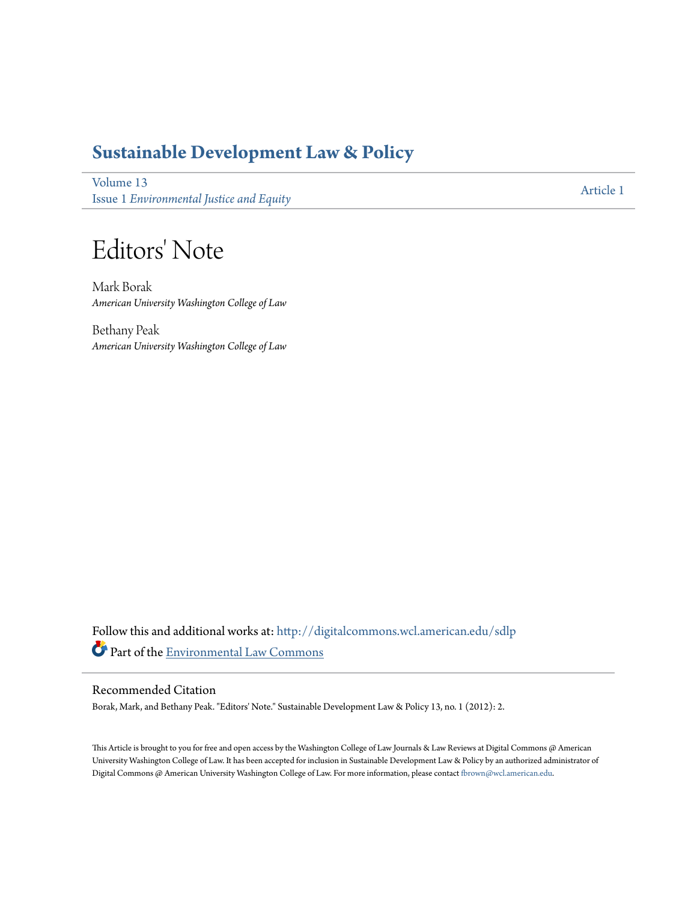# Sustainable Development Law & Policy

Volume 13
Issue 1 *Environmental Justice and Equity*

Article 1

# Editors' Note

Mark Borak
*American University Washington College of Law*

Bethany Peak
*American University Washington College of Law*

Follow this and additional works at: http://digitalcommons.wcl.american.edu/sdlp

Part of the Environmental Law Commons

## Recommended Citation

Borak, Mark, and Bethany Peak. "Editors' Note." Sustainable Development Law & Policy 13, no. 1 (2012): 2.

This Article is brought to you for free and open access by the Washington College of Law Journals & Law Reviews at Digital Commons @ American University Washington College of Law. It has been accepted for inclusion in Sustainable Development Law & Policy by an authorized administrator of Digital Commons @ American University Washington College of Law. For more information, please contact fbrown@wcl.american.edu.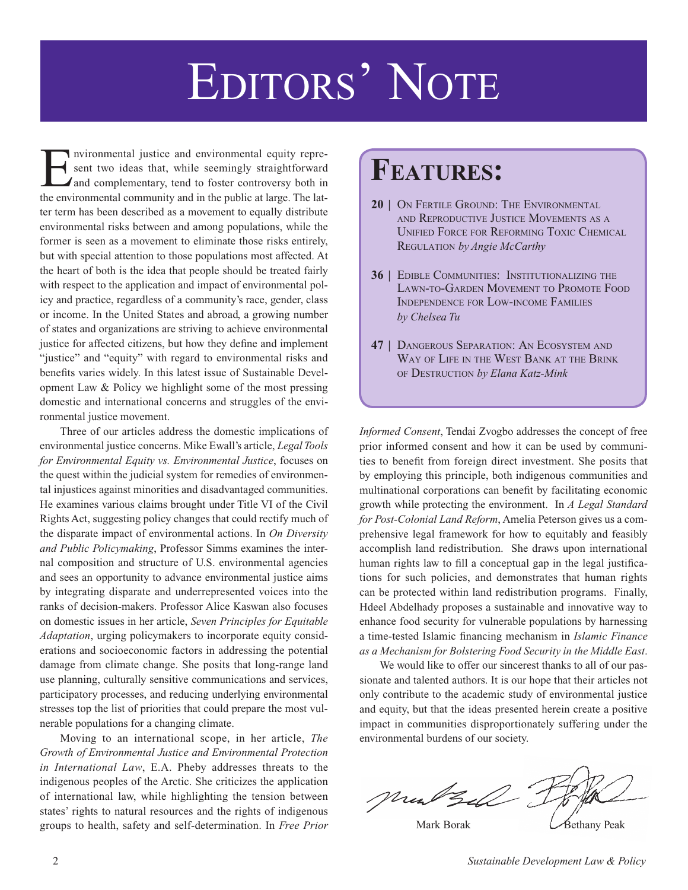# Editors' Note

Environmental justice and environmental equity represent two ideas that, while seemingly straightforward and complementary, tend to foster controversy both in the environmental community and in the public at large. The latter term has been described as a movement to equally distribute environmental risks between and among populations, while the former is seen as a movement to eliminate those risks entirely, but with special attention to those populations most affected. At the heart of both is the idea that people should be treated fairly with respect to the application and impact of environmental policy and practice, regardless of a community's race, gender, class or income. In the United States and abroad, a growing number of states and organizations are striving to achieve environmental justice for affected citizens, but how they define and implement "justice" and "equity" with regard to environmental risks and benefits varies widely. In this latest issue of Sustainable Development Law & Policy we highlight some of the most pressing domestic and international concerns and struggles of the environmental justice movement.

Three of our articles address the domestic implications of environmental justice concerns. Mike Ewall's article, *Legal Tools for Environmental Equity vs. Environmental Justice*, focuses on the quest within the judicial system for remedies of environmental injustices against minorities and disadvantaged communities. He examines various claims brought under Title VI of the Civil Rights Act, suggesting policy changes that could rectify much of the disparate impact of environmental actions. In *On Diversity and Public Policymaking*, Professor Simms examines the internal composition and structure of U.S. environmental agencies and sees an opportunity to advance environmental justice aims by integrating disparate and underrepresented voices into the ranks of decision-makers. Professor Alice Kaswan also focuses on domestic issues in her article, *Seven Principles for Equitable Adaptation*, urging policymakers to incorporate equity considerations and socioeconomic factors in addressing the potential damage from climate change. She posits that long-range land use planning, culturally sensitive communications and services, participatory processes, and reducing underlying environmental stresses top the list of priorities that could prepare the most vulnerable populations for a changing climate.

Moving to an international scope, in her article, *The Growth of Environmental Justice and Environmental Protection in International Law*, E.A. Pheby addresses threats to the indigenous peoples of the Arctic. She criticizes the application of international law, while highlighting the tension between states' rights to natural resources and the rights of indigenous groups to health, safety and self-determination. In *Free Prior Informed Consent*, Tendai Zvogbo addresses the concept of free prior informed consent and how it can be used by communities to benefit from foreign direct investment. She posits that by employing this principle, both indigenous communities and multinational corporations can benefit by facilitating economic growth while protecting the environment. In *A Legal Standard for Post-Colonial Land Reform*, Amelia Peterson gives us a comprehensive legal framework for how to equitably and feasibly accomplish land redistribution. She draws upon international human rights law to fill a conceptual gap in the legal justifications for such policies, and demonstrates that human rights can be protected within land redistribution programs. Finally, Hdeel Abdelhady proposes a sustainable and innovative way to enhance food security for vulnerable populations by harnessing a time-tested Islamic financing mechanism in *Islamic Finance as a Mechanism for Bolstering Food Security in the Middle East*.

We would like to offer our sincerest thanks to all of our passionate and talented authors. It is our hope that their articles not only contribute to the academic study of environmental justice and equity, but that the ideas presented herein create a positive impact in communities disproportionately suffering under the environmental burdens of our society.

Mark Borak    Bethany Peak

## Features:

**20 |** On Fertile Ground: The Environmental and Reproductive Justice Movements as a Unified Force for Reforming Toxic Chemical Regulation *by Angie McCarthy*

**36 |** Edible Communities: Institutionalizing the Lawn-to-Garden Movement to Promote Food Independence for Low-income Families *by Chelsea Tu*

**47 |** Dangerous Separation: An Ecosystem and Way of Life in the West Bank at the Brink of Destruction *by Elana Katz-Mink*